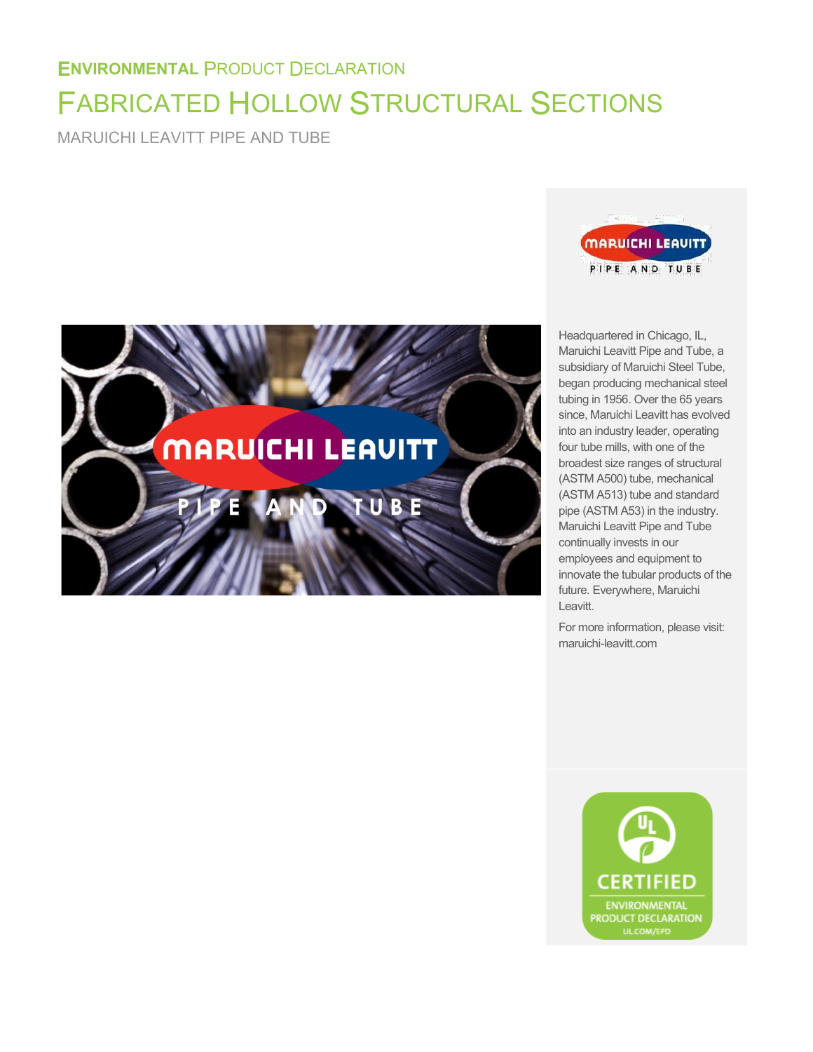ENVIRONMENTAL PRODUCT DECLARATION

# FABRICATED HOLLOW STRUCTURAL SECTIONS

MARUICHI LEAVITT PIPE AND TUBE

Headquartered in Chicago, IL, Maruichi Leavitt Pipe and Tube, a subsidiary of Maruichi Steel Tube, began producing mechanical steel tubing in 1956. Over the 65 years since, Maruichi Leavitt has evolved into an industry leader, operating four tube mills, with one of the broadest size ranges of structural (ASTM A500) tube, mechanical (ASTM A513) tube and standard pipe (ASTM A53) in the industry. Maruichi Leavitt Pipe and Tube continually invests in our employees and equipment to innovate the tubular products of the future. Everywhere, Maruichi Leavitt.

For more information, please visit: maruichi-leavitt.com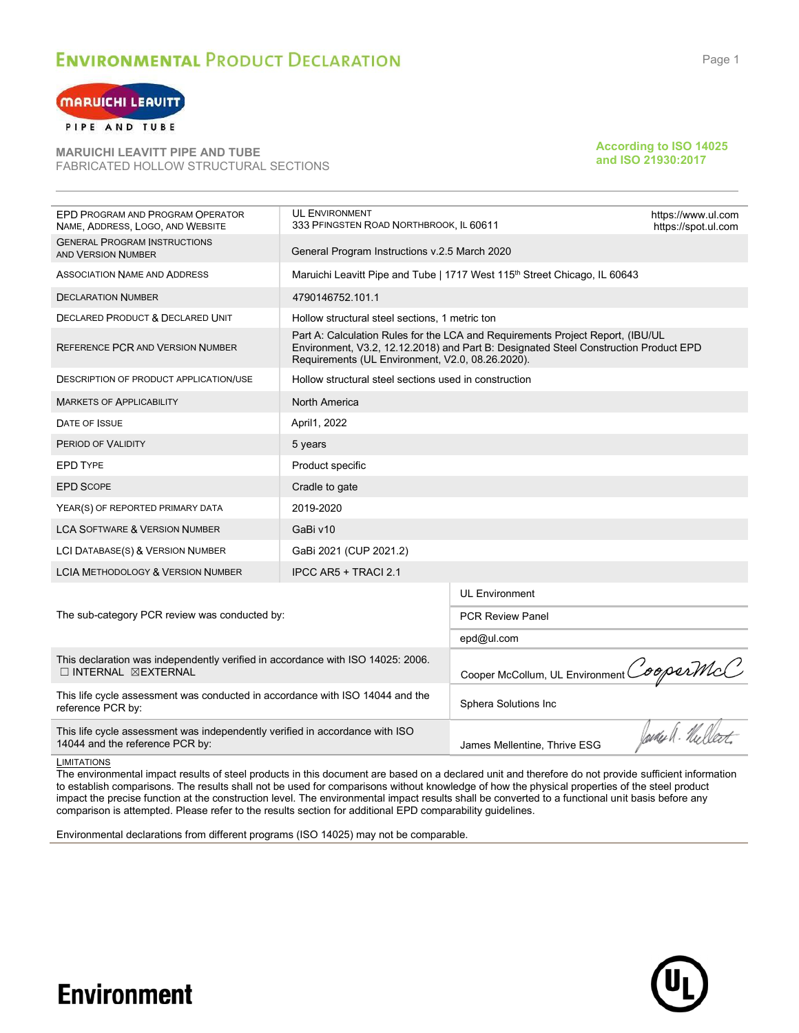# Environmental Product Declaration

MARUICHI LEAVITT PIPE AND TUBE
FABRICATED HOLLOW STRUCTURAL SECTIONS

**According to ISO 14025 and ISO 21930:2017**

| | |
|---|---|
| EPD PROGRAM AND PROGRAM OPERATOR NAME, ADDRESS, LOGO, AND WEBSITE | UL ENVIRONMENT 333 PFINGSTEN ROAD NORTHBROOK, IL 60611 https://www.ul.com https://spot.ul.com |
| GENERAL PROGRAM INSTRUCTIONS AND VERSION NUMBER | General Program Instructions v.2.5 March 2020 |
| ASSOCIATION NAME AND ADDRESS | Maruichi Leavitt Pipe and Tube \| 1717 West 115th Street Chicago, IL 60643 |
| DECLARATION NUMBER | 4790146752.101.1 |
| DECLARED PRODUCT & DECLARED UNIT | Hollow structural steel sections, 1 metric ton |
| REFERENCE PCR AND VERSION NUMBER | Part A: Calculation Rules for the LCA and Requirements Project Report, (IBU/UL Environment, V3.2, 12.12.2018) and Part B: Designated Steel Construction Product EPD Requirements (UL Environment, V2.0, 08.26.2020). |
| DESCRIPTION OF PRODUCT APPLICATION/USE | Hollow structural steel sections used in construction |
| MARKETS OF APPLICABILITY | North America |
| DATE OF ISSUE | April1, 2022 |
| PERIOD OF VALIDITY | 5 years |
| EPD TYPE | Product specific |
| EPD SCOPE | Cradle to gate |
| YEAR(S) OF REPORTED PRIMARY DATA | 2019-2020 |
| LCA SOFTWARE & VERSION NUMBER | GaBi v10 |
| LCI DATABASE(S) & VERSION NUMBER | GaBi 2021 (CUP 2021.2) |
| LCIA METHODOLOGY & VERSION NUMBER | IPCC AR5 + TRACI 2.1 |

| | |
|---|---|
| The sub-category PCR review was conducted by: | UL Environment<br>PCR Review Panel<br>epd@ul.com |
| This declaration was independently verified in accordance with ISO 14025: 2006. ☐ INTERNAL ☒EXTERNAL | Cooper McCollum, UL Environment |
| This life cycle assessment was conducted in accordance with ISO 14044 and the reference PCR by: | Sphera Solutions Inc |
| This life cycle assessment was independently verified in accordance with ISO 14044 and the reference PCR by: | James Mellentine, Thrive ESG |

LIMITATIONS

The environmental impact results of steel products in this document are based on a declared unit and therefore do not provide sufficient information to establish comparisons. The results shall not be used for comparisons without knowledge of how the physical properties of the steel product impact the precise function at the construction level. The environmental impact results shall be converted to a functional unit basis before any comparison is attempted. Please refer to the results section for additional EPD comparability guidelines.

Environmental declarations from different programs (ISO 14025) may not be comparable.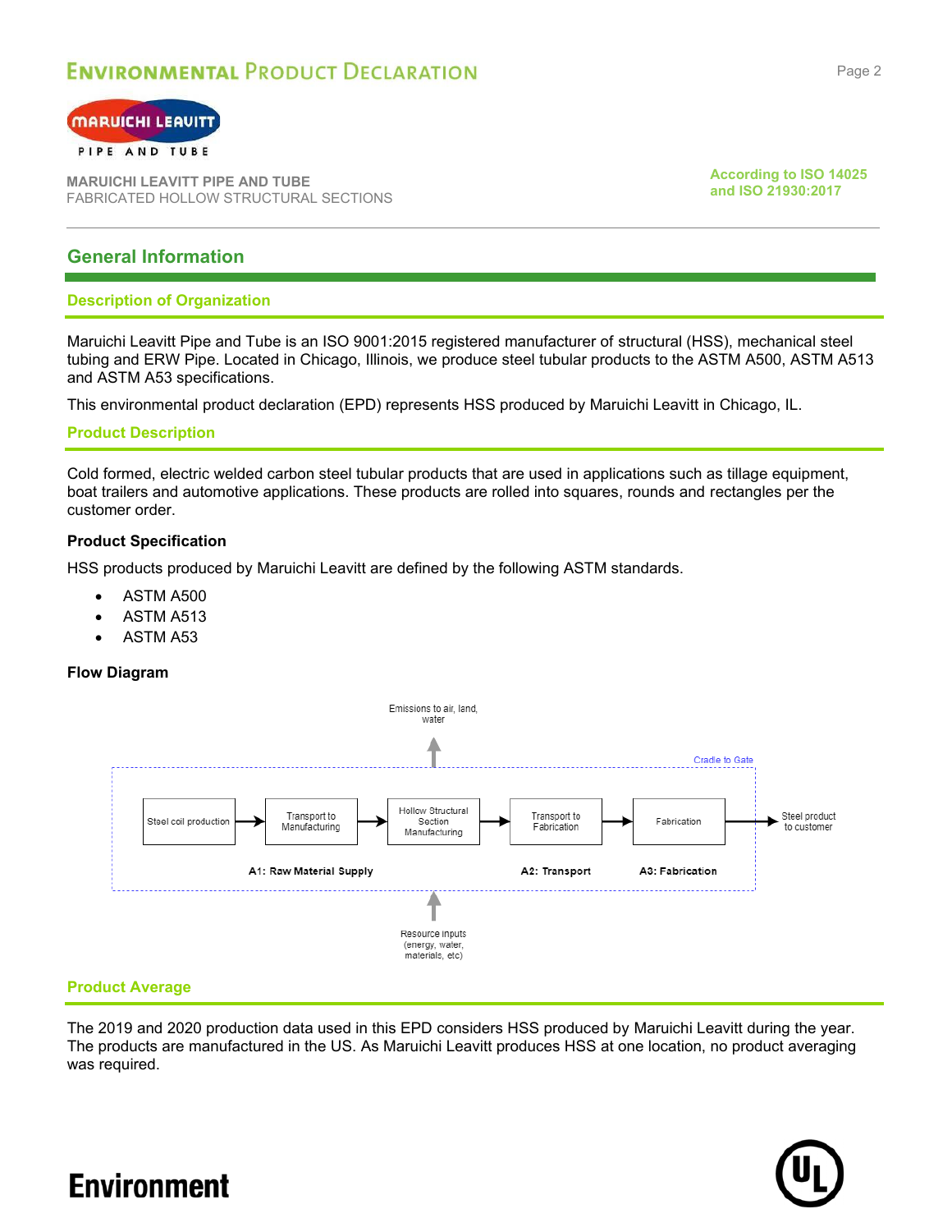# Environmental Product Declaration

MARUICHI LEAVITT PIPE AND TUBE
FABRICATED HOLLOW STRUCTURAL SECTIONS

According to ISO 14025 and ISO 21930:2017

## General Information

### Description of Organization

Maruichi Leavitt Pipe and Tube is an ISO 9001:2015 registered manufacturer of structural (HSS), mechanical steel tubing and ERW Pipe. Located in Chicago, Illinois, we produce steel tubular products to the ASTM A500, ASTM A513 and ASTM A53 specifications.

This environmental product declaration (EPD) represents HSS produced by Maruichi Leavitt in Chicago, IL.

### Product Description

Cold formed, electric welded carbon steel tubular products that are used in applications such as tillage equipment, boat trailers and automotive applications. These products are rolled into squares, rounds and rectangles per the customer order.

**Product Specification**

HSS products produced by Maruichi Leavitt are defined by the following ASTM standards.

- ASTM A500
- ASTM A513
- ASTM A53

**Flow Diagram**

Emissions to air, land, water

Cradle to Gate

Steel coil production → Transport to Manufacturing → Hollow Structural Section Manufacturing → Transport to Fabrication → Fabrication → Steel product to customer

A1: Raw Material Supply | A2: Transport | A3: Fabrication

Resource inputs (energy, water, materials, etc)

### Product Average

The 2019 and 2020 production data used in this EPD considers HSS produced by Maruichi Leavitt during the year. The products are manufactured in the US. As Maruichi Leavitt produces HSS at one location, no product averaging was required.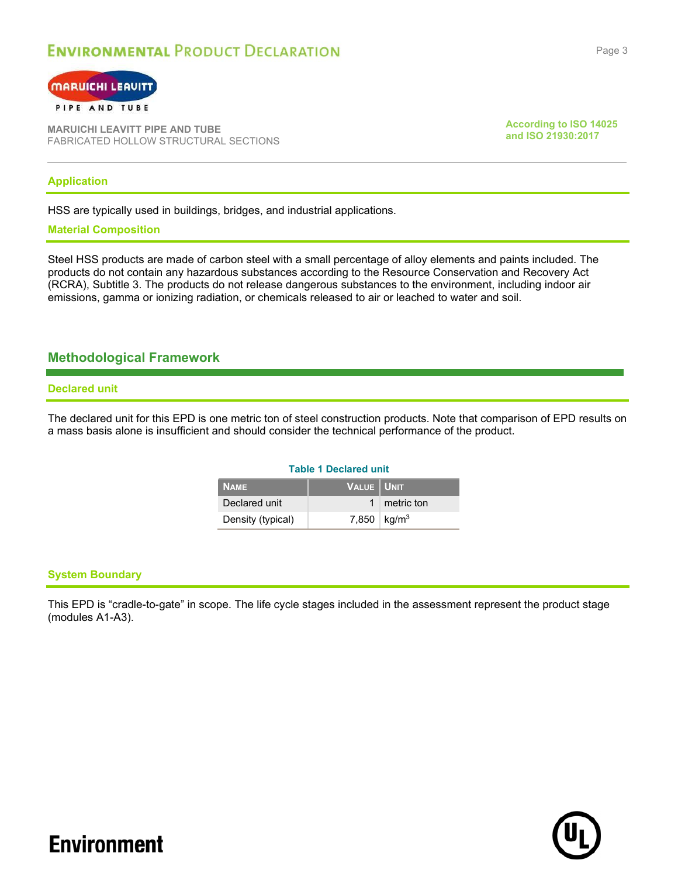### Application

HSS are typically used in buildings, bridges, and industrial applications.

### Material Composition

Steel HSS products are made of carbon steel with a small percentage of alloy elements and paints included. The products do not contain any hazardous substances according to the Resource Conservation and Recovery Act (RCRA), Subtitle 3. The products do not release dangerous substances to the environment, including indoor air emissions, gamma or ionizing radiation, or chemicals released to air or leached to water and soil.

## Methodological Framework

### Declared unit

The declared unit for this EPD is one metric ton of steel construction products. Note that comparison of EPD results on a mass basis alone is insufficient and should consider the technical performance of the product.

**Table 1 Declared unit**

| Name | Value | Unit |
|---|---|---|
| Declared unit | 1 | metric ton |
| Density (typical) | 7,850 | $kg/m^3$ |

### System Boundary

This EPD is "cradle-to-gate" in scope. The life cycle stages included in the assessment represent the product stage (modules A1-A3).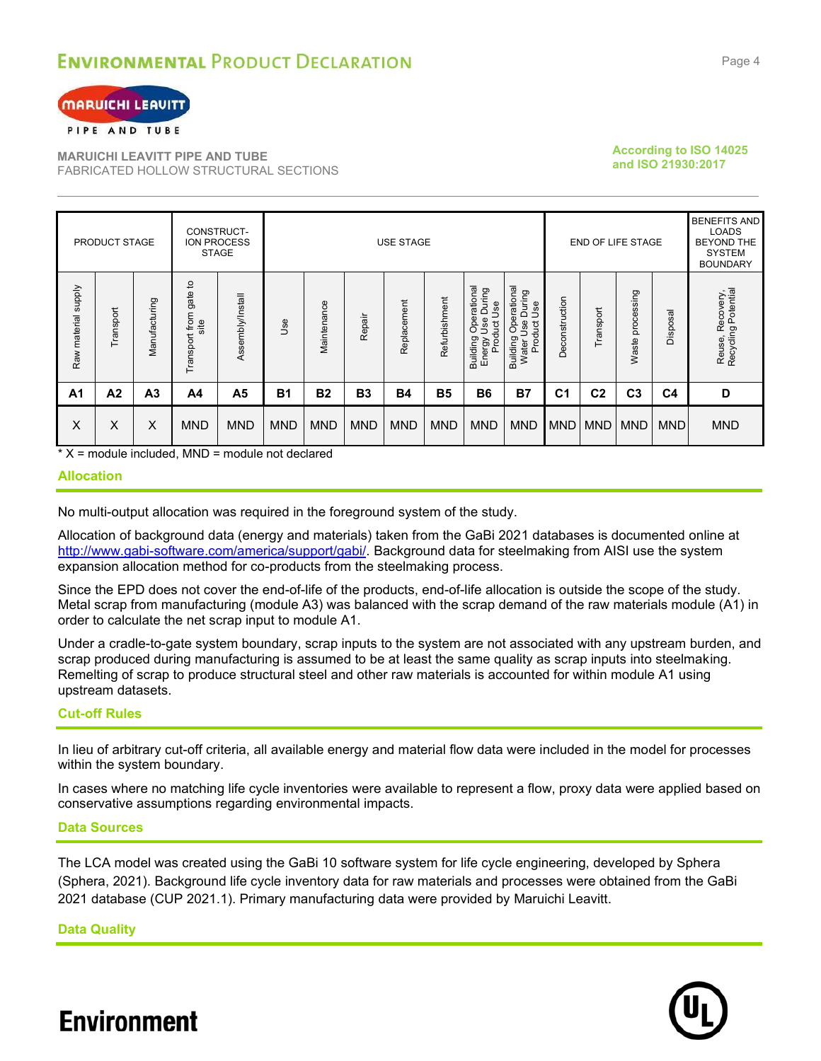| PRODUCT STAGE | | | CONSTRUCT-ION PROCESS STAGE | | USE STAGE | | | | | | | END OF LIFE STAGE | | | | BENEFITS AND LOADS BEYOND THE SYSTEM BOUNDARY |
|---|---|---|---|---|---|---|---|---|---|---|---|---|---|---|---|---|
| Raw material supply | Transport | Manufacturing | Transport from gate to site | Assembly/Install | Use | Maintenance | Repair | Replacement | Refurbishment | Building Operational Energy Use During Product Use | Building Operational Water Use During Product Use | Deconstruction | Transport | Waste processing | Disposal | Reuse, Recovery, Recycling Potential |
| A1 | A2 | A3 | A4 | A5 | B1 | B2 | B3 | B4 | B5 | B6 | B7 | C1 | C2 | C3 | C4 | D |
| X | X | X | MND | MND | MND | MND | MND | MND | MND | MND | MND | MND | MND | MND | MND | MND |

* X = module included, MND = module not declared

### Allocation

No multi-output allocation was required in the foreground system of the study.

Allocation of background data (energy and materials) taken from the GaBi 2021 databases is documented online at http://www.gabi-software.com/america/support/gabi/. Background data for steelmaking from AISI use the system expansion allocation method for co-products from the steelmaking process.

Since the EPD does not cover the end-of-life of the products, end-of-life allocation is outside the scope of the study. Metal scrap from manufacturing (module A3) was balanced with the scrap demand of the raw materials module (A1) in order to calculate the net scrap input to module A1.

Under a cradle-to-gate system boundary, scrap inputs to the system are not associated with any upstream burden, and scrap produced during manufacturing is assumed to be at least the same quality as scrap inputs into steelmaking. Remelting of scrap to produce structural steel and other raw materials is accounted for within module A1 using upstream datasets.

### Cut-off Rules

In lieu of arbitrary cut-off criteria, all available energy and material flow data were included in the model for processes within the system boundary.

In cases where no matching life cycle inventories were available to represent a flow, proxy data were applied based on conservative assumptions regarding environmental impacts.

### Data Sources

The LCA model was created using the GaBi 10 software system for life cycle engineering, developed by Sphera (Sphera, 2021). Background life cycle inventory data for raw materials and processes were obtained from the GaBi 2021 database (CUP 2021.1). Primary manufacturing data were provided by Maruichi Leavitt.

### Data Quality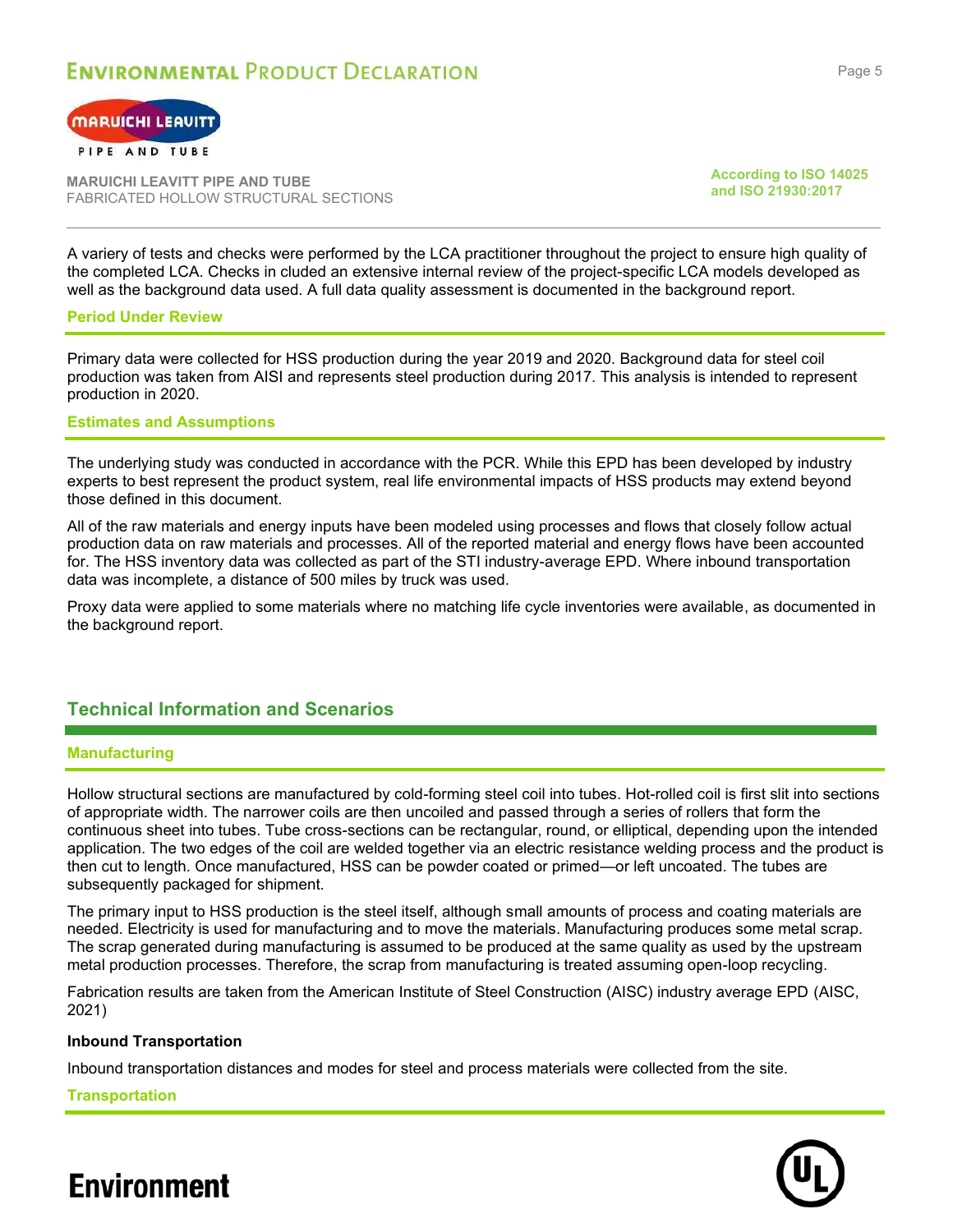A variery of tests and checks were performed by the LCA practitioner throughout the project to ensure high quality of the completed LCA. Checks in cluded an extensive internal review of the project-specific LCA models developed as well as the background data used. A full data quality assessment is documented in the background report.

### Period Under Review

Primary data were collected for HSS production during the year 2019 and 2020. Background data for steel coil production was taken from AISI and represents steel production during 2017. This analysis is intended to represent production in 2020.

### Estimates and Assumptions

The underlying study was conducted in accordance with the PCR. While this EPD has been developed by industry experts to best represent the product system, real life environmental impacts of HSS products may extend beyond those defined in this document.

All of the raw materials and energy inputs have been modeled using processes and flows that closely follow actual production data on raw materials and processes. All of the reported material and energy flows have been accounted for. The HSS inventory data was collected as part of the STI industry-average EPD. Where inbound transportation data was incomplete, a distance of 500 miles by truck was used.

Proxy data were applied to some materials where no matching life cycle inventories were available, as documented in the background report.

## Technical Information and Scenarios

### Manufacturing

Hollow structural sections are manufactured by cold-forming steel coil into tubes. Hot-rolled coil is first slit into sections of appropriate width. The narrower coils are then uncoiled and passed through a series of rollers that form the continuous sheet into tubes. Tube cross-sections can be rectangular, round, or elliptical, depending upon the intended application. The two edges of the coil are welded together via an electric resistance welding process and the product is then cut to length. Once manufactured, HSS can be powder coated or primed—or left uncoated. The tubes are subsequently packaged for shipment.

The primary input to HSS production is the steel itself, although small amounts of process and coating materials are needed. Electricity is used for manufacturing and to move the materials. Manufacturing produces some metal scrap. The scrap generated during manufacturing is assumed to be produced at the same quality as used by the upstream metal production processes. Therefore, the scrap from manufacturing is treated assuming open-loop recycling.

Fabrication results are taken from the American Institute of Steel Construction (AISC) industry average EPD (AISC, 2021)

**Inbound Transportation**

Inbound transportation distances and modes for steel and process materials were collected from the site.

### Transportation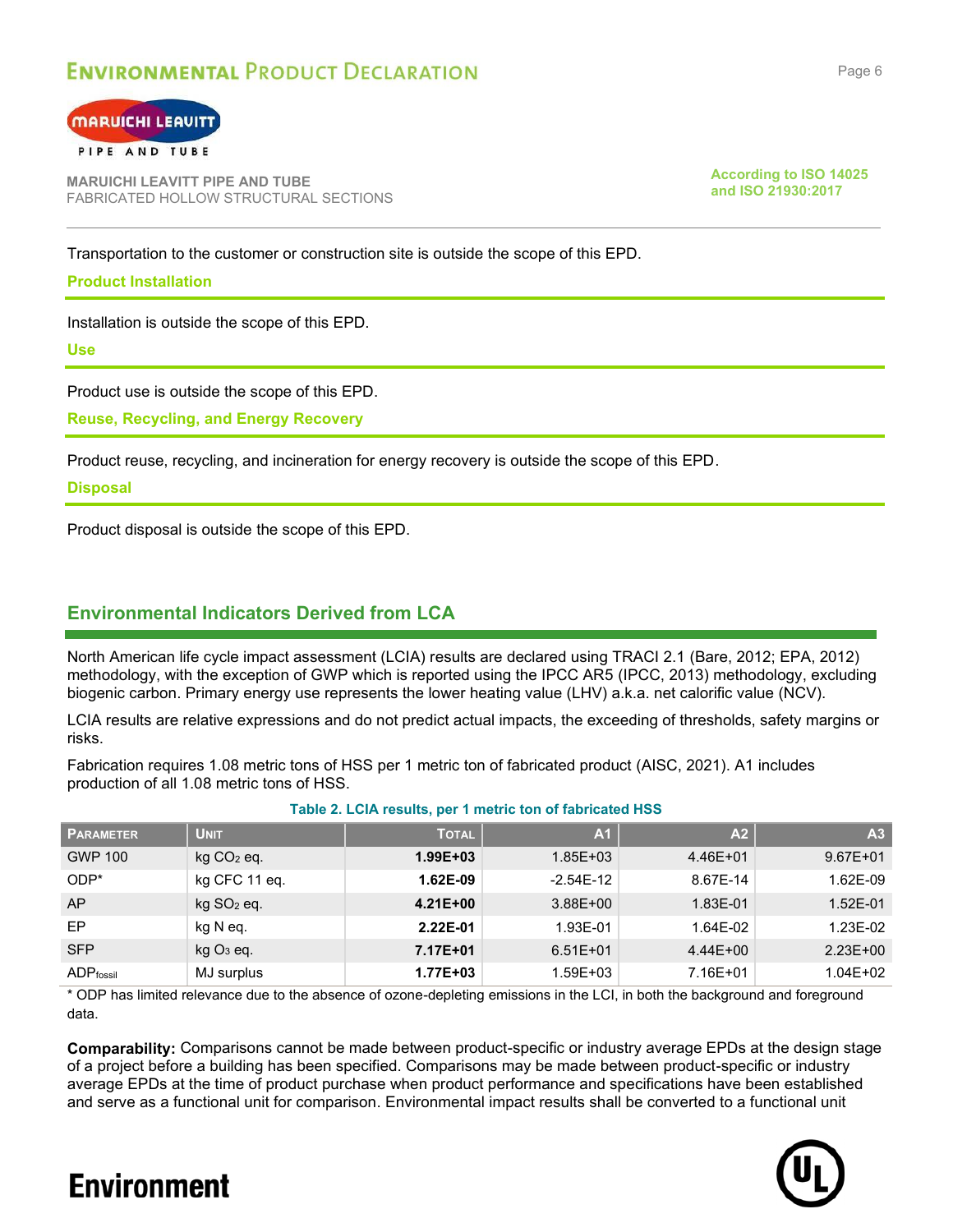Transportation to the customer or construction site is outside the scope of this EPD.

### Product Installation

Installation is outside the scope of this EPD.

### Use

Product use is outside the scope of this EPD.

### Reuse, Recycling, and Energy Recovery

Product reuse, recycling, and incineration for energy recovery is outside the scope of this EPD.

### Disposal

Product disposal is outside the scope of this EPD.

## Environmental Indicators Derived from LCA

North American life cycle impact assessment (LCIA) results are declared using TRACI 2.1 (Bare, 2012; EPA, 2012) methodology, with the exception of GWP which is reported using the IPCC AR5 (IPCC, 2013) methodology, excluding biogenic carbon. Primary energy use represents the lower heating value (LHV) a.k.a. net calorific value (NCV).

LCIA results are relative expressions and do not predict actual impacts, the exceeding of thresholds, safety margins or risks.

Fabrication requires 1.08 metric tons of HSS per 1 metric ton of fabricated product (AISC, 2021). A1 includes production of all 1.08 metric tons of HSS.

**Table 2. LCIA results, per 1 metric ton of fabricated HSS**

| Parameter | Unit | Total | A1 | A2 | A3 |
|---|---|---|---|---|---|
| GWP 100 | kg $CO_2$ eq. | **1.99E+03** | 1.85E+03 | 4.46E+01 | 9.67E+01 |
| ODP* | kg CFC 11 eq. | **1.62E-09** | -2.54E-12 | 8.67E-14 | 1.62E-09 |
| AP | kg $SO_2$ eq. | **4.21E+00** | 3.88E+00 | 1.83E-01 | 1.52E-01 |
| EP | kg N eq. | **2.22E-01** | 1.93E-01 | 1.64E-02 | 1.23E-02 |
| SFP | kg $O_3$ eq. | **7.17E+01** | 6.51E+01 | 4.44E+00 | 2.23E+00 |
| $ADP_{fossil}$ | MJ surplus | **1.77E+03** | 1.59E+03 | 7.16E+01 | 1.04E+02 |

* ODP has limited relevance due to the absence of ozone-depleting emissions in the LCI, in both the background and foreground data.

**Comparability:** Comparisons cannot be made between product-specific or industry average EPDs at the design stage of a project before a building has been specified. Comparisons may be made between product-specific or industry average EPDs at the time of product purchase when product performance and specifications have been established and serve as a functional unit for comparison. Environmental impact results shall be converted to a functional unit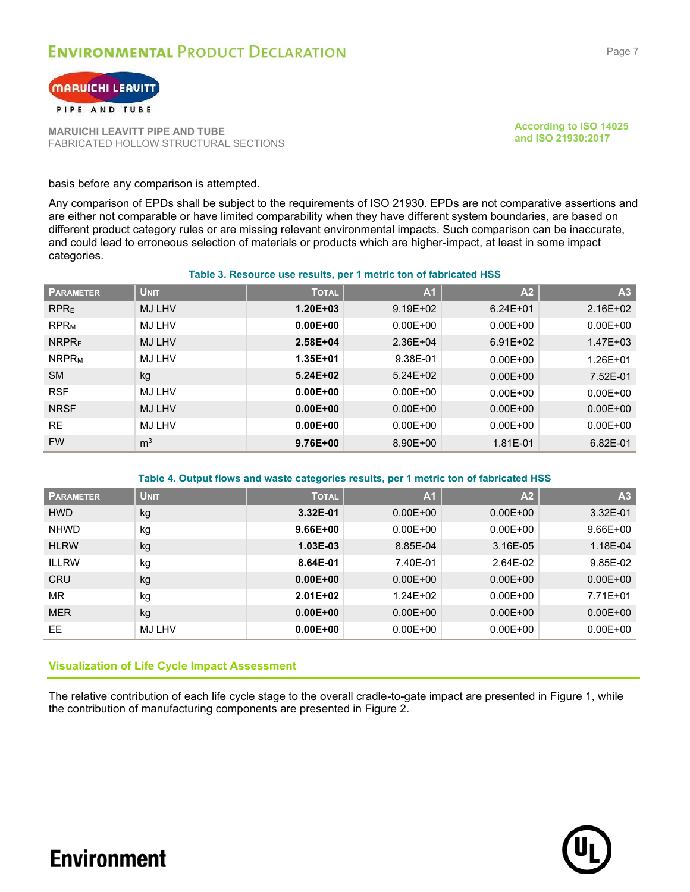basis before any comparison is attempted.

Any comparison of EPDs shall be subject to the requirements of ISO 21930. EPDs are not comparative assertions and are either not comparable or have limited comparability when they have different system boundaries, are based on different product category rules or are missing relevant environmental impacts. Such comparison can be inaccurate, and could lead to erroneous selection of materials or products which are higher-impact, at least in some impact categories.

**Table 3. Resource use results, per 1 metric ton of fabricated HSS**

| Parameter | Unit | Total | A1 | A2 | A3 |
|---|---|---|---|---|---|
| $RPR_E$ | MJ LHV | **1.20E+03** | 9.19E+02 | 6.24E+01 | 2.16E+02 |
| $RPR_M$ | MJ LHV | **0.00E+00** | 0.00E+00 | 0.00E+00 | 0.00E+00 |
| $NRPR_E$ | MJ LHV | **2.58E+04** | 2.36E+04 | 6.91E+02 | 1.47E+03 |
| $NRPR_M$ | MJ LHV | **1.35E+01** | 9.38E-01 | 0.00E+00 | 1.26E+01 |
| SM | kg | **5.24E+02** | 5.24E+02 | 0.00E+00 | 7.52E-01 |
| RSF | MJ LHV | **0.00E+00** | 0.00E+00 | 0.00E+00 | 0.00E+00 |
| NRSF | MJ LHV | **0.00E+00** | 0.00E+00 | 0.00E+00 | 0.00E+00 |
| RE | MJ LHV | **0.00E+00** | 0.00E+00 | 0.00E+00 | 0.00E+00 |
| FW | $m^3$ | **9.76E+00** | 8.90E+00 | 1.81E-01 | 6.82E-01 |

**Table 4. Output flows and waste categories results, per 1 metric ton of fabricated HSS**

| Parameter | Unit | Total | A1 | A2 | A3 |
|---|---|---|---|---|---|
| HWD | kg | **3.32E-01** | 0.00E+00 | 0.00E+00 | 3.32E-01 |
| NHWD | kg | **9.66E+00** | 0.00E+00 | 0.00E+00 | 9.66E+00 |
| HLRW | kg | **1.03E-03** | 8.85E-04 | 3.16E-05 | 1.18E-04 |
| ILLRW | kg | **8.64E-01** | 7.40E-01 | 2.64E-02 | 9.85E-02 |
| CRU | kg | **0.00E+00** | 0.00E+00 | 0.00E+00 | 0.00E+00 |
| MR | kg | **2.01E+02** | 1.24E+02 | 0.00E+00 | 7.71E+01 |
| MER | kg | **0.00E+00** | 0.00E+00 | 0.00E+00 | 0.00E+00 |
| EE | MJ LHV | **0.00E+00** | 0.00E+00 | 0.00E+00 | 0.00E+00 |

## Visualization of Life Cycle Impact Assessment

The relative contribution of each life cycle stage to the overall cradle-to-gate impact are presented in Figure 1, while the contribution of manufacturing components are presented in Figure 2.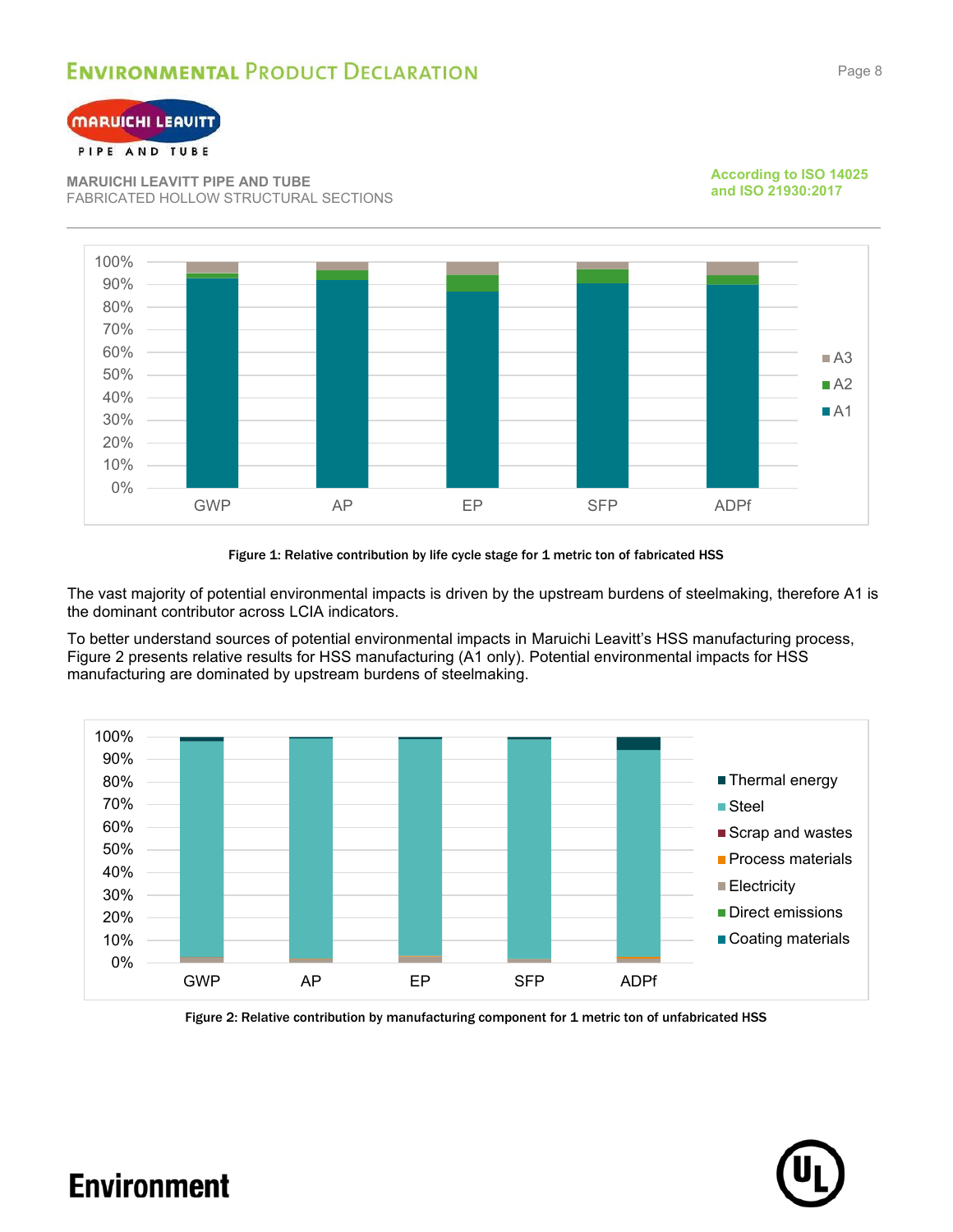Figure 1: Relative contribution by life cycle stage for 1 metric ton of fabricated HSS

The vast majority of potential environmental impacts is driven by the upstream burdens of steelmaking, therefore A1 is the dominant contributor across LCIA indicators.

To better understand sources of potential environmental impacts in Maruichi Leavitt's HSS manufacturing process, Figure 2 presents relative results for HSS manufacturing (A1 only). Potential environmental impacts for HSS manufacturing are dominated by upstream burdens of steelmaking.

Figure 2: Relative contribution by manufacturing component for 1 metric ton of unfabricated HSS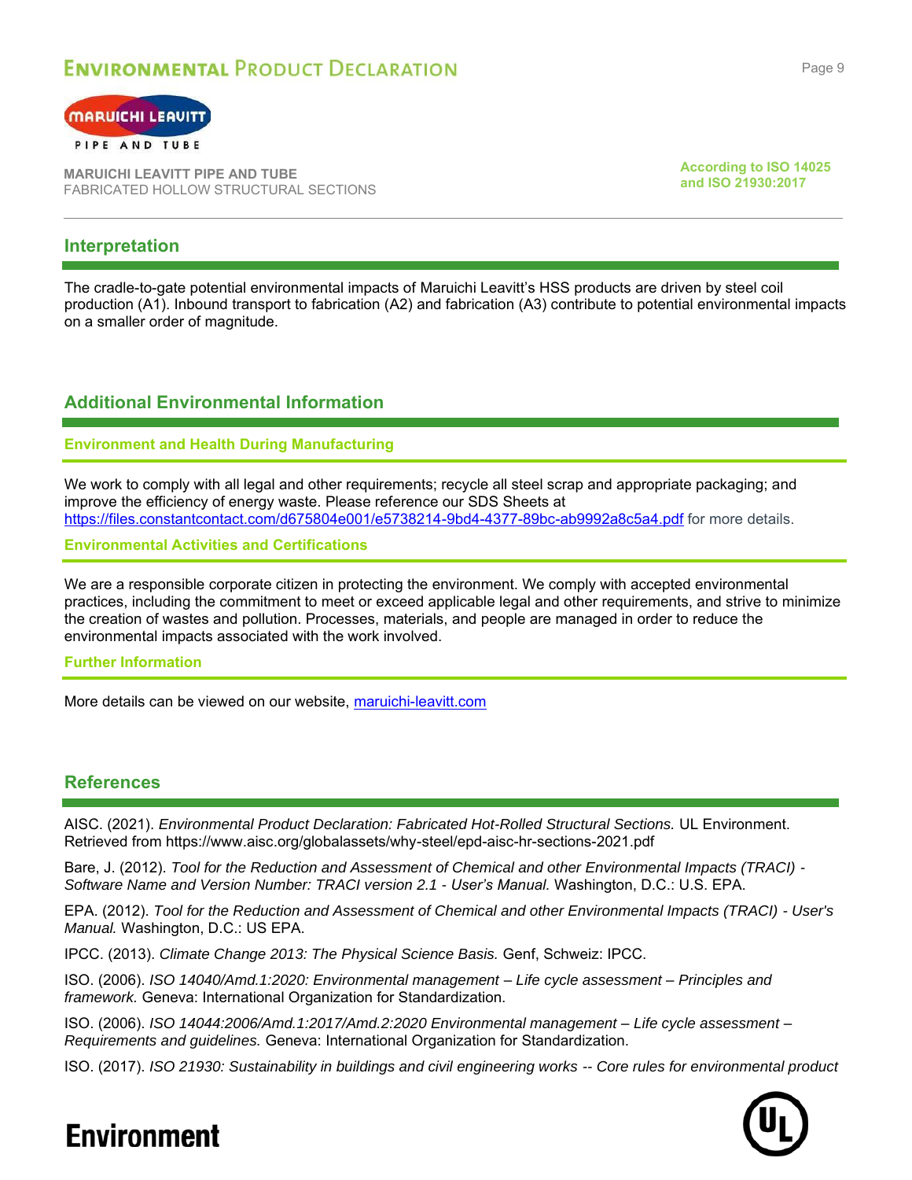## Interpretation

The cradle-to-gate potential environmental impacts of Maruichi Leavitt's HSS products are driven by steel coil production (A1). Inbound transport to fabrication (A2) and fabrication (A3) contribute to potential environmental impacts on a smaller order of magnitude.

## Additional Environmental Information

### Environment and Health During Manufacturing

We work to comply with all legal and other requirements; recycle all steel scrap and appropriate packaging; and improve the efficiency of energy waste. Please reference our SDS Sheets at https://files.constantcontact.com/d675804e001/e5738214-9bd4-4377-89bc-ab9992a8c5a4.pdf for more details.

### Environmental Activities and Certifications

We are a responsible corporate citizen in protecting the environment. We comply with accepted environmental practices, including the commitment to meet or exceed applicable legal and other requirements, and strive to minimize the creation of wastes and pollution. Processes, materials, and people are managed in order to reduce the environmental impacts associated with the work involved.

### Further Information

More details can be viewed on our website, maruichi-leavitt.com

## References

AISC. (2021). *Environmental Product Declaration: Fabricated Hot-Rolled Structural Sections.* UL Environment. Retrieved from https://www.aisc.org/globalassets/why-steel/epd-aisc-hr-sections-2021.pdf

Bare, J. (2012). *Tool for the Reduction and Assessment of Chemical and other Environmental Impacts (TRACI) - Software Name and Version Number: TRACI version 2.1 - User's Manual.* Washington, D.C.: U.S. EPA.

EPA. (2012). *Tool for the Reduction and Assessment of Chemical and other Environmental Impacts (TRACI) - User's Manual.* Washington, D.C.: US EPA.

IPCC. (2013). *Climate Change 2013: The Physical Science Basis.* Genf, Schweiz: IPCC.

ISO. (2006). *ISO 14040/Amd.1:2020: Environmental management – Life cycle assessment – Principles and framework.* Geneva: International Organization for Standardization.

ISO. (2006). *ISO 14044:2006/Amd.1:2017/Amd.2:2020 Environmental management – Life cycle assessment – Requirements and guidelines.* Geneva: International Organization for Standardization.

ISO. (2017). *ISO 21930: Sustainability in buildings and civil engineering works -- Core rules for environmental product*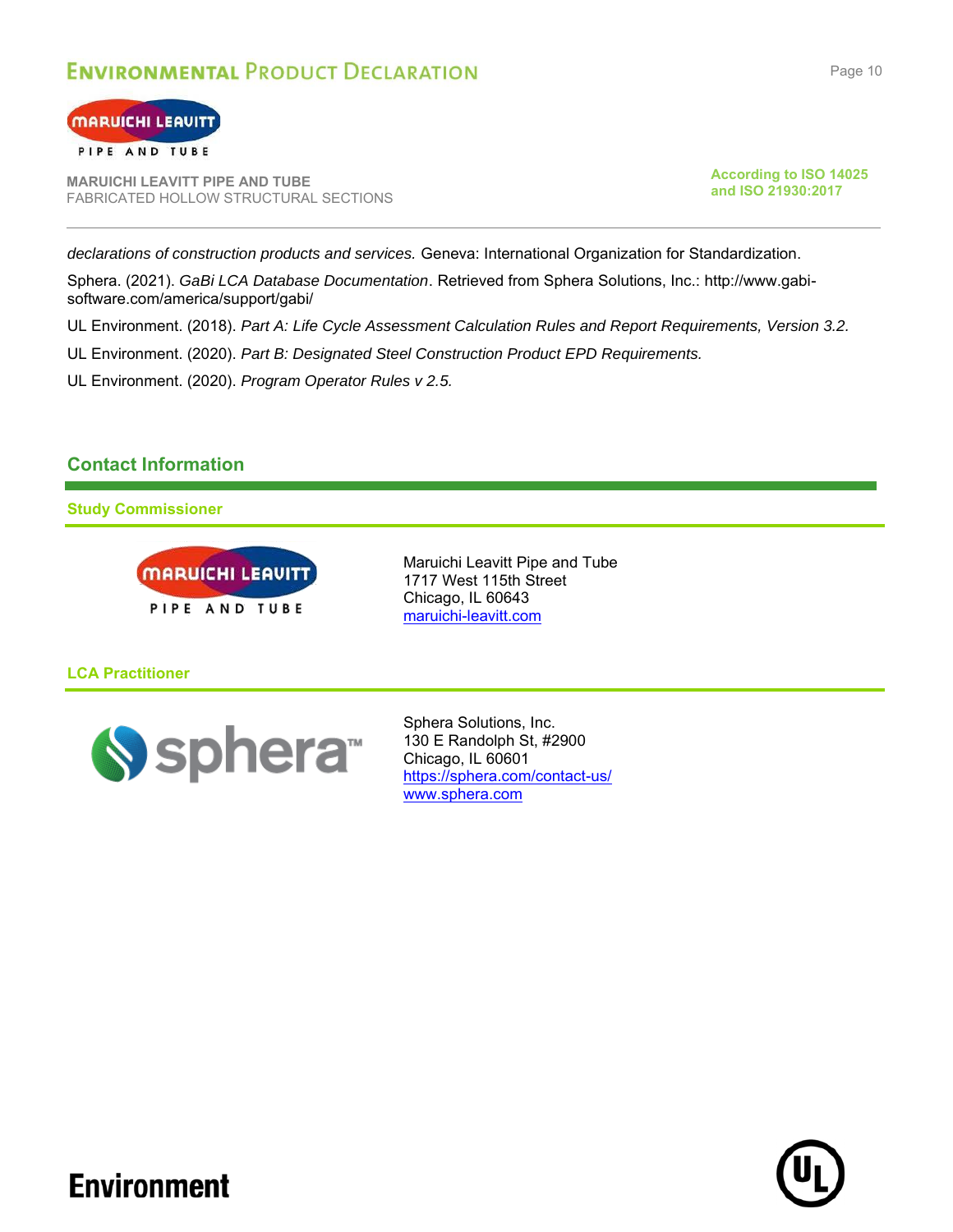*declarations of construction products and services.* Geneva: International Organization for Standardization.

Sphera. (2021). *GaBi LCA Database Documentation*. Retrieved from Sphera Solutions, Inc.: http://www.gabi-software.com/america/support/gabi/

UL Environment. (2018). *Part A: Life Cycle Assessment Calculation Rules and Report Requirements, Version 3.2.*

UL Environment. (2020). *Part B: Designated Steel Construction Product EPD Requirements.*

UL Environment. (2020). *Program Operator Rules v 2.5.*

## Contact Information

### Study Commissioner

Maruichi Leavitt Pipe and Tube
1717 West 115th Street
Chicago, IL 60643
maruichi-leavitt.com

### LCA Practitioner

Sphera Solutions, Inc.
130 E Randolph St, #2900
Chicago, IL 60601
https://sphera.com/contact-us/
www.sphera.com